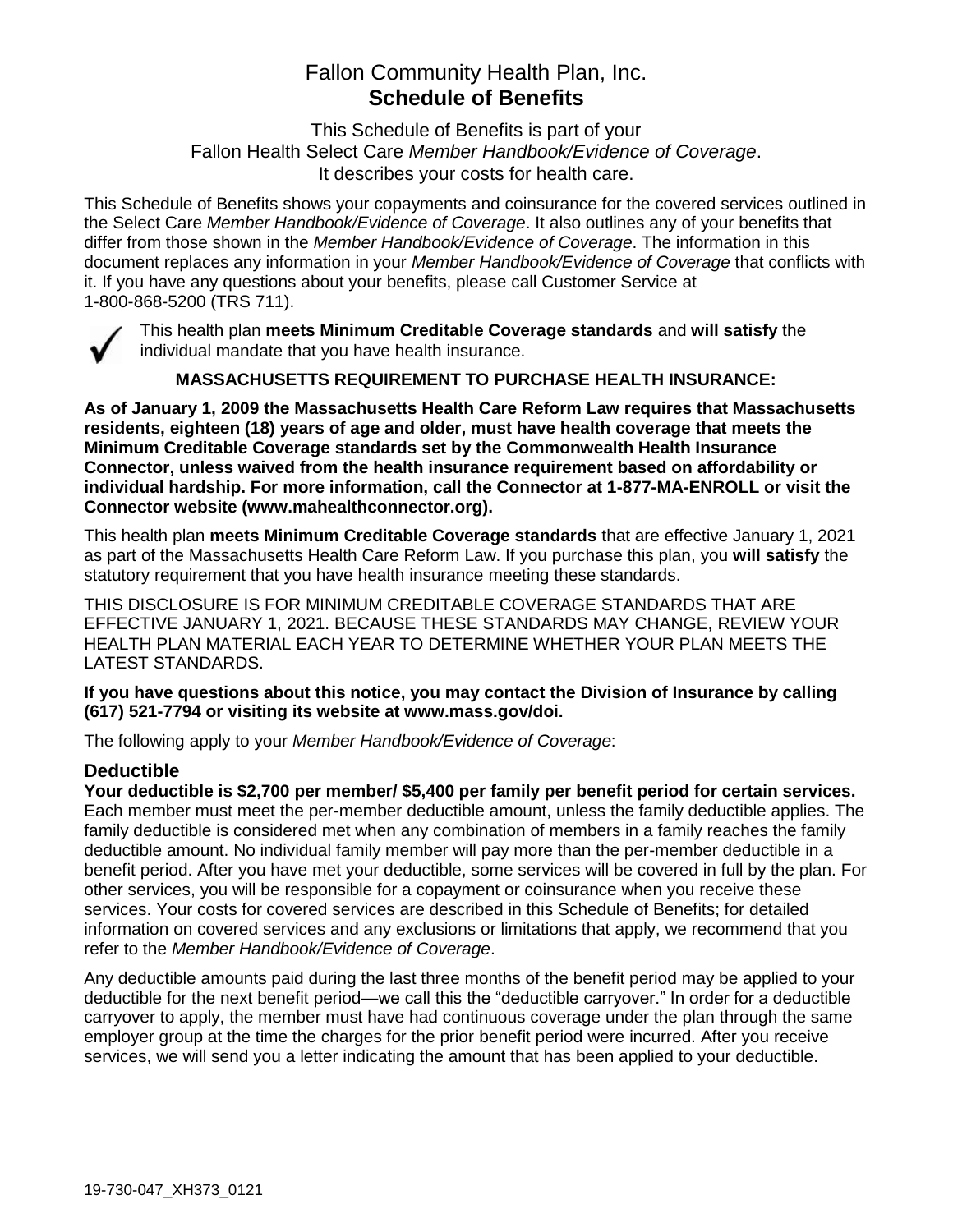# Fallon Community Health Plan, Inc.
# **Schedule of Benefits**

This Schedule of Benefits is part of your
Fallon Health Select Care *Member Handbook/Evidence of Coverage*.
It describes your costs for health care.

This Schedule of Benefits shows your copayments and coinsurance for the covered services outlined in the Select Care *Member Handbook/Evidence of Coverage*. It also outlines any of your benefits that differ from those shown in the *Member Handbook/Evidence of Coverage*. The information in this document replaces any information in your *Member Handbook/Evidence of Coverage* that conflicts with it. If you have any questions about your benefits, please call Customer Service at 1-800-868-5200 (TRS 711).

✓ This health plan **meets Minimum Creditable Coverage standards** and **will satisfy** the individual mandate that you have health insurance.

**MASSACHUSETTS REQUIREMENT TO PURCHASE HEALTH INSURANCE:**

**As of January 1, 2009 the Massachusetts Health Care Reform Law requires that Massachusetts residents, eighteen (18) years of age and older, must have health coverage that meets the Minimum Creditable Coverage standards set by the Commonwealth Health Insurance Connector, unless waived from the health insurance requirement based on affordability or individual hardship. For more information, call the Connector at 1-877-MA-ENROLL or visit the Connector website (www.mahealthconnector.org).**

This health plan **meets Minimum Creditable Coverage standards** that are effective January 1, 2021 as part of the Massachusetts Health Care Reform Law. If you purchase this plan, you **will satisfy** the statutory requirement that you have health insurance meeting these standards.

THIS DISCLOSURE IS FOR MINIMUM CREDITABLE COVERAGE STANDARDS THAT ARE EFFECTIVE JANUARY 1, 2021. BECAUSE THESE STANDARDS MAY CHANGE, REVIEW YOUR HEALTH PLAN MATERIAL EACH YEAR TO DETERMINE WHETHER YOUR PLAN MEETS THE LATEST STANDARDS.

**If you have questions about this notice, you may contact the Division of Insurance by calling (617) 521-7794 or visiting its website at www.mass.gov/doi.**

The following apply to your *Member Handbook/Evidence of Coverage*:

## Deductible

**Your deductible is $2,700 per member/ $5,400 per family per benefit period for certain services.** Each member must meet the per-member deductible amount, unless the family deductible applies. The family deductible is considered met when any combination of members in a family reaches the family deductible amount. No individual family member will pay more than the per-member deductible in a benefit period. After you have met your deductible, some services will be covered in full by the plan. For other services, you will be responsible for a copayment or coinsurance when you receive these services. Your costs for covered services are described in this Schedule of Benefits; for detailed information on covered services and any exclusions or limitations that apply, we recommend that you refer to the *Member Handbook/Evidence of Coverage*.

Any deductible amounts paid during the last three months of the benefit period may be applied to your deductible for the next benefit period—we call this the "deductible carryover." In order for a deductible carryover to apply, the member must have had continuous coverage under the plan through the same employer group at the time the charges for the prior benefit period were incurred. After you receive services, we will send you a letter indicating the amount that has been applied to your deductible.

19-730-047_XH373_0121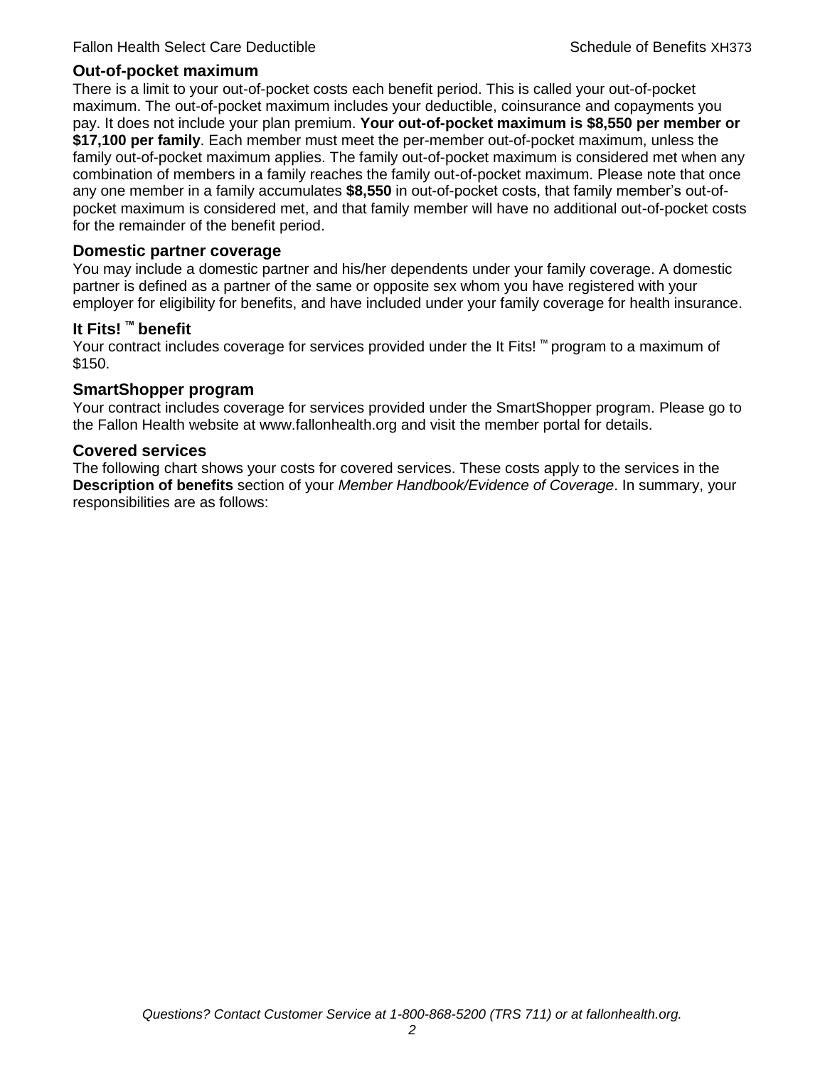## Out-of-pocket maximum

There is a limit to your out-of-pocket costs each benefit period. This is called your out-of-pocket maximum. The out-of-pocket maximum includes your deductible, coinsurance and copayments you pay. It does not include your plan premium. **Your out-of-pocket maximum is $8,550 per member or $17,100 per family**. Each member must meet the per-member out-of-pocket maximum, unless the family out-of-pocket maximum applies. The family out-of-pocket maximum is considered met when any combination of members in a family reaches the family out-of-pocket maximum. Please note that once any one member in a family accumulates **$8,550** in out-of-pocket costs, that family member's out-of-pocket maximum is considered met, and that family member will have no additional out-of-pocket costs for the remainder of the benefit period.

## Domestic partner coverage

You may include a domestic partner and his/her dependents under your family coverage. A domestic partner is defined as a partner of the same or opposite sex whom you have registered with your employer for eligibility for benefits, and have included under your family coverage for health insurance.

## It Fits! ™ benefit

Your contract includes coverage for services provided under the It Fits! ™ program to a maximum of $150.

## SmartShopper program

Your contract includes coverage for services provided under the SmartShopper program. Please go to the Fallon Health website at www.fallonhealth.org and visit the member portal for details.

## Covered services

The following chart shows your costs for covered services. These costs apply to the services in the **Description of benefits** section of your *Member Handbook/Evidence of Coverage*. In summary, your responsibilities are as follows: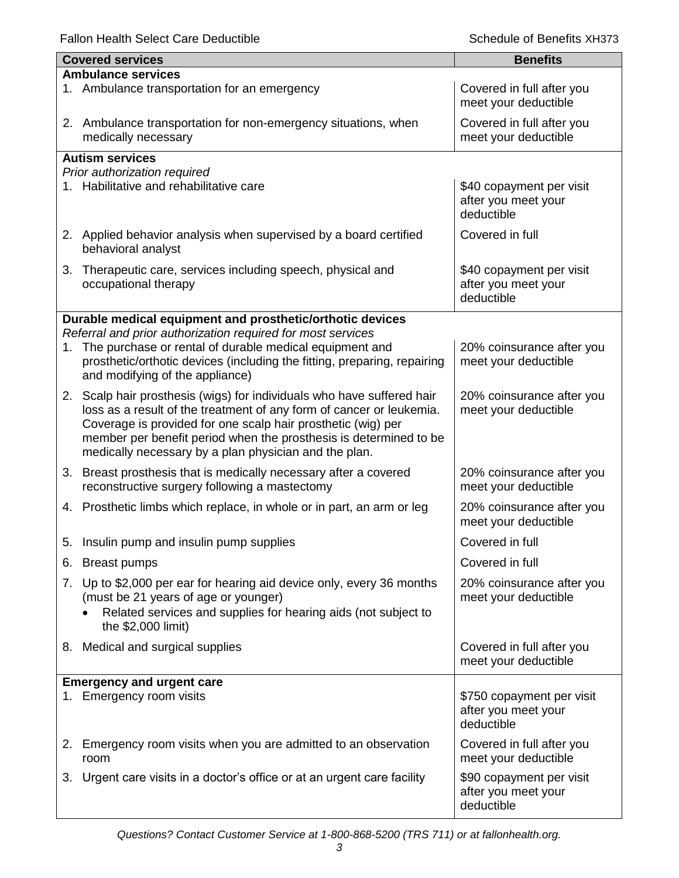| Covered services | Benefits |
|---|---|
| **Ambulance services** | |
| 1. Ambulance transportation for an emergency | Covered in full after you meet your deductible |
| 2. Ambulance transportation for non-emergency situations, when medically necessary | Covered in full after you meet your deductible |
| **Autism services** *Prior authorization required* | |
| 1. Habilitative and rehabilitative care | $40 copayment per visit after you meet your deductible |
| 2. Applied behavior analysis when supervised by a board certified behavioral analyst | Covered in full |
| 3. Therapeutic care, services including speech, physical and occupational therapy | $40 copayment per visit after you meet your deductible |
| **Durable medical equipment and prosthetic/orthotic devices** *Referral and prior authorization required for most services* | |
| 1. The purchase or rental of durable medical equipment and prosthetic/orthotic devices (including the fitting, preparing, repairing and modifying of the appliance) | 20% coinsurance after you meet your deductible |
| 2. Scalp hair prosthesis (wigs) for individuals who have suffered hair loss as a result of the treatment of any form of cancer or leukemia. Coverage is provided for one scalp hair prosthetic (wig) per member per benefit period when the prosthesis is determined to be medically necessary by a plan physician and the plan. | 20% coinsurance after you meet your deductible |
| 3. Breast prosthesis that is medically necessary after a covered reconstructive surgery following a mastectomy | 20% coinsurance after you meet your deductible |
| 4. Prosthetic limbs which replace, in whole or in part, an arm or leg | 20% coinsurance after you meet your deductible |
| 5. Insulin pump and insulin pump supplies | Covered in full |
| 6. Breast pumps | Covered in full |
| 7. Up to $2,000 per ear for hearing aid device only, every 36 months (must be 21 years of age or younger)<br>• Related services and supplies for hearing aids (not subject to the $2,000 limit) | 20% coinsurance after you meet your deductible |
| 8. Medical and surgical supplies | Covered in full after you meet your deductible |
| **Emergency and urgent care** | |
| 1. Emergency room visits | $750 copayment per visit after you meet your deductible |
| 2. Emergency room visits when you are admitted to an observation room | Covered in full after you meet your deductible |
| 3. Urgent care visits in a doctor's office or at an urgent care facility | $90 copayment per visit after you meet your deductible |

*Questions? Contact Customer Service at 1-800-868-5200 (TRS 711) or at fallonhealth.org.*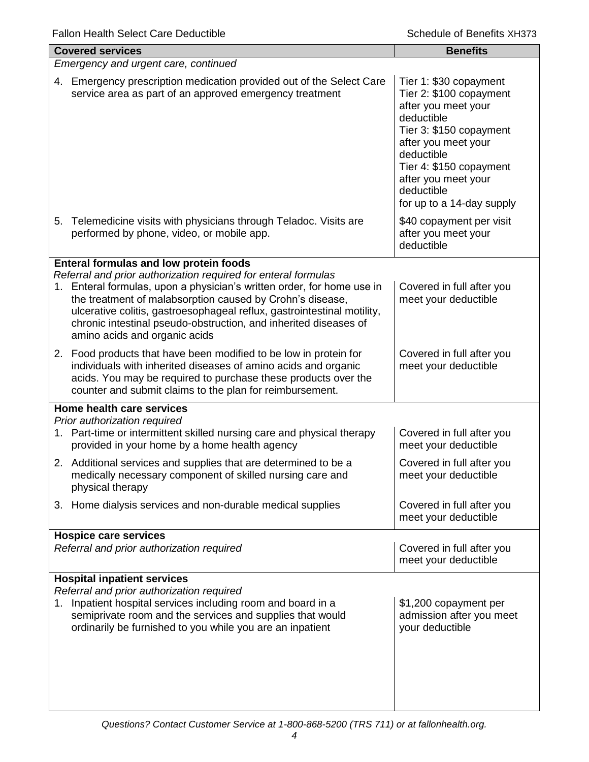| Covered services | Benefits |
| --- | --- |
| *Emergency and urgent care, continued* | |
| 4. Emergency prescription medication provided out of the Select Care service area as part of an approved emergency treatment | Tier 1: $30 copayment<br>Tier 2: $100 copayment after you meet your deductible<br>Tier 3: $150 copayment after you meet your deductible<br>Tier 4: $150 copayment after you meet your deductible<br>for up to a 14-day supply |
| 5. Telemedicine visits with physicians through Teladoc. Visits are performed by phone, video, or mobile app. | $40 copayment per visit after you meet your deductible |
| **Enteral formulas and low protein foods**<br>*Referral and prior authorization required for enteral formulas* | |
| 1. Enteral formulas, upon a physician's written order, for home use in the treatment of malabsorption caused by Crohn's disease, ulcerative colitis, gastroesophageal reflux, gastrointestinal motility, chronic intestinal pseudo-obstruction, and inherited diseases of amino acids and organic acids | Covered in full after you meet your deductible |
| 2. Food products that have been modified to be low in protein for individuals with inherited diseases of amino acids and organic acids. You may be required to purchase these products over the counter and submit claims to the plan for reimbursement. | Covered in full after you meet your deductible |
| **Home health care services**<br>*Prior authorization required* | |
| 1. Part-time or intermittent skilled nursing care and physical therapy provided in your home by a home health agency | Covered in full after you meet your deductible |
| 2. Additional services and supplies that are determined to be a medically necessary component of skilled nursing care and physical therapy | Covered in full after you meet your deductible |
| 3. Home dialysis services and non-durable medical supplies | Covered in full after you meet your deductible |
| **Hospice care services**<br>*Referral and prior authorization required* | Covered in full after you meet your deductible |
| **Hospital inpatient services**<br>*Referral and prior authorization required* | |
| 1. Inpatient hospital services including room and board in a semiprivate room and the services and supplies that would ordinarily be furnished to you while you are an inpatient | $1,200 copayment per admission after you meet your deductible |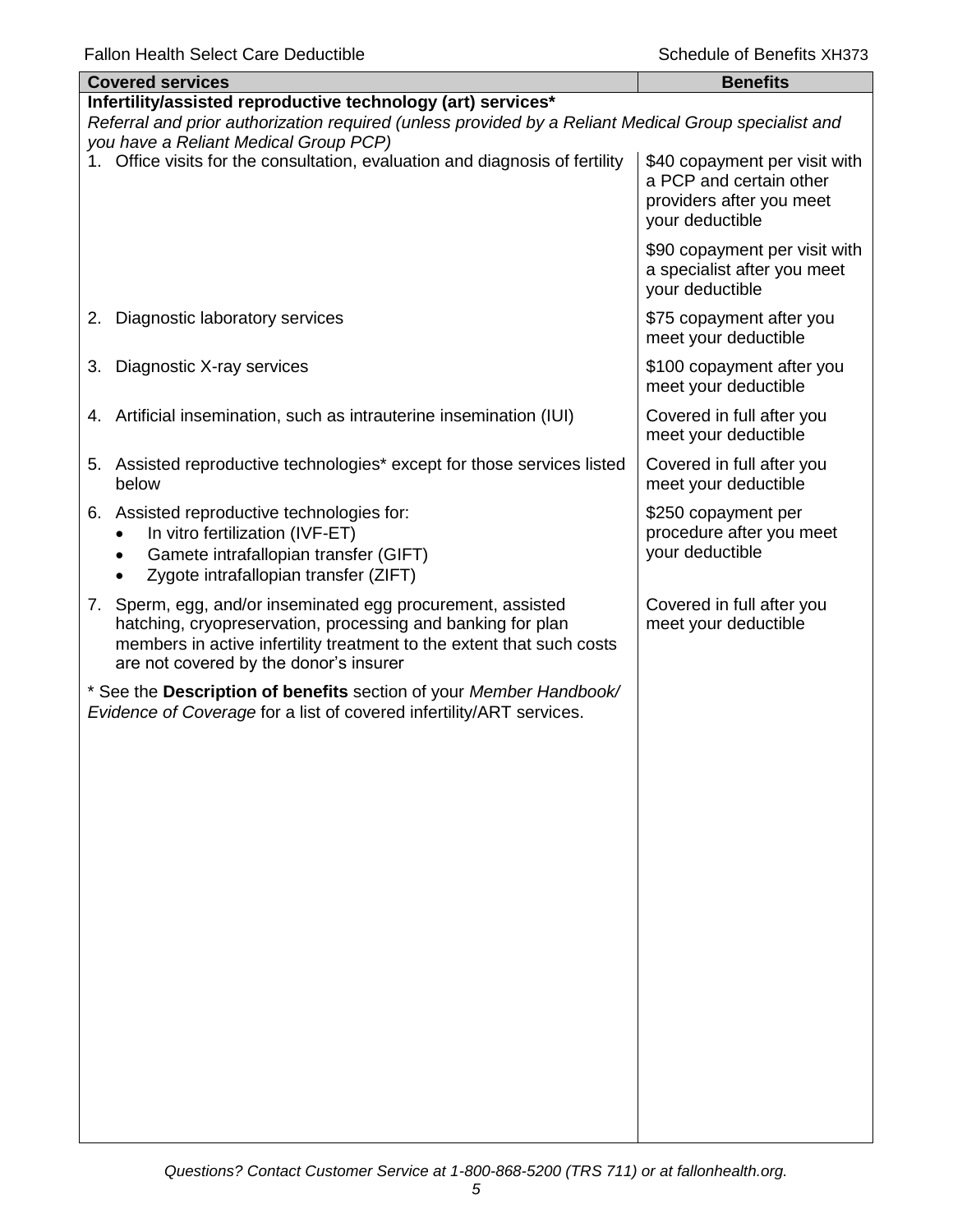| Covered services | Benefits |
|---|---|
| **Infertility/assisted reproductive technology (art) services*** *Referral and prior authorization required (unless provided by a Reliant Medical Group specialist and you have a Reliant Medical Group PCP)* | |
| 1. Office visits for the consultation, evaluation and diagnosis of fertility | $40 copayment per visit with a PCP and certain other providers after you meet your deductible<br><br>$90 copayment per visit with a specialist after you meet your deductible |
| 2. Diagnostic laboratory services | $75 copayment after you meet your deductible |
| 3. Diagnostic X-ray services | $100 copayment after you meet your deductible |
| 4. Artificial insemination, such as intrauterine insemination (IUI) | Covered in full after you meet your deductible |
| 5. Assisted reproductive technologies* except for those services listed below | Covered in full after you meet your deductible |
| 6. Assisted reproductive technologies for:<br>• In vitro fertilization (IVF-ET)<br>• Gamete intrafallopian transfer (GIFT)<br>• Zygote intrafallopian transfer (ZIFT) | $250 copayment per procedure after you meet your deductible |
| 7. Sperm, egg, and/or inseminated egg procurement, assisted hatching, cryopreservation, processing and banking for plan members in active infertility treatment to the extent that such costs are not covered by the donor's insurer | Covered in full after you meet your deductible |
| * See the **Description of benefits** section of your *Member Handbook/ Evidence of Coverage* for a list of covered infertility/ART services. | |

*Questions? Contact Customer Service at 1-800-868-5200 (TRS 711) or at fallonhealth.org.*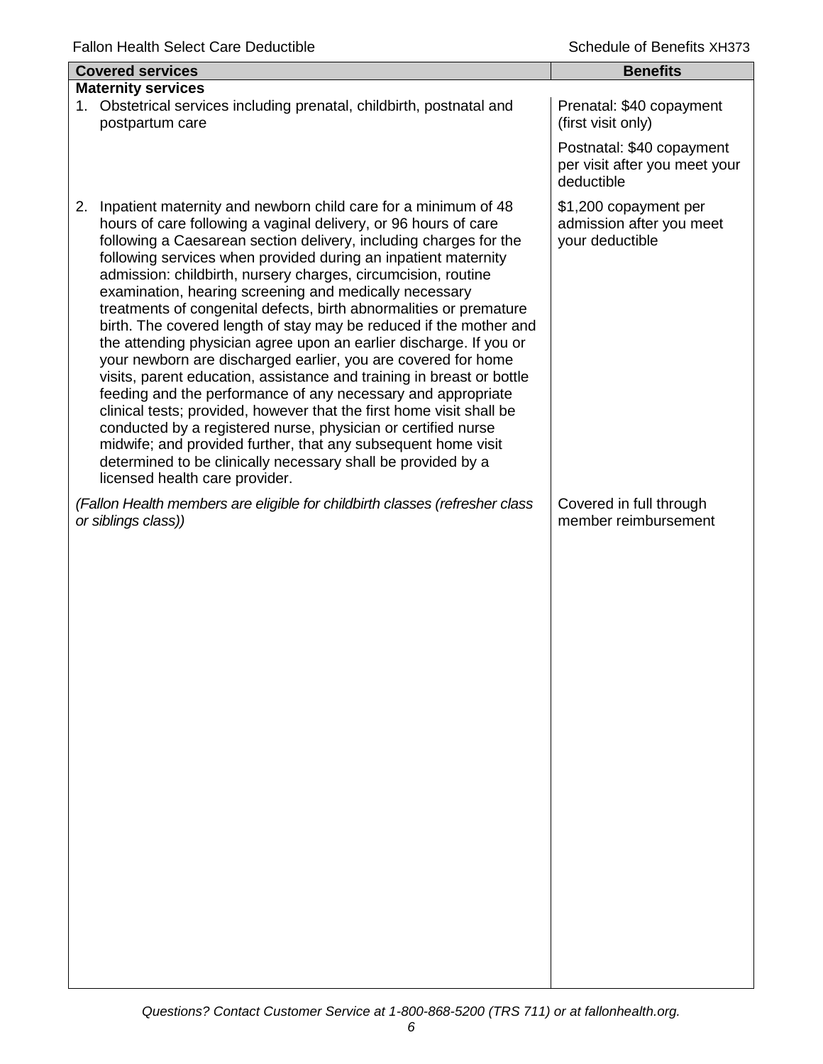| Covered services | Benefits |
|---|---|
| **Maternity services** | |
| 1. Obstetrical services including prenatal, childbirth, postnatal and postpartum care | Prenatal: $40 copayment (first visit only)<br><br>Postnatal: $40 copayment per visit after you meet your deductible |
| 2. Inpatient maternity and newborn child care for a minimum of 48 hours of care following a vaginal delivery, or 96 hours of care following a Caesarean section delivery, including charges for the following services when provided during an inpatient maternity admission: childbirth, nursery charges, circumcision, routine examination, hearing screening and medically necessary treatments of congenital defects, birth abnormalities or premature birth. The covered length of stay may be reduced if the mother and the attending physician agree upon an earlier discharge. If you or your newborn are discharged earlier, you are covered for home visits, parent education, assistance and training in breast or bottle feeding and the performance of any necessary and appropriate clinical tests; provided, however that the first home visit shall be conducted by a registered nurse, physician or certified nurse midwife; and provided further, that any subsequent home visit determined to be clinically necessary shall be provided by a licensed health care provider. | $1,200 copayment per admission after you meet your deductible |
| *(Fallon Health members are eligible for childbirth classes (refresher class or siblings class))* | Covered in full through member reimbursement |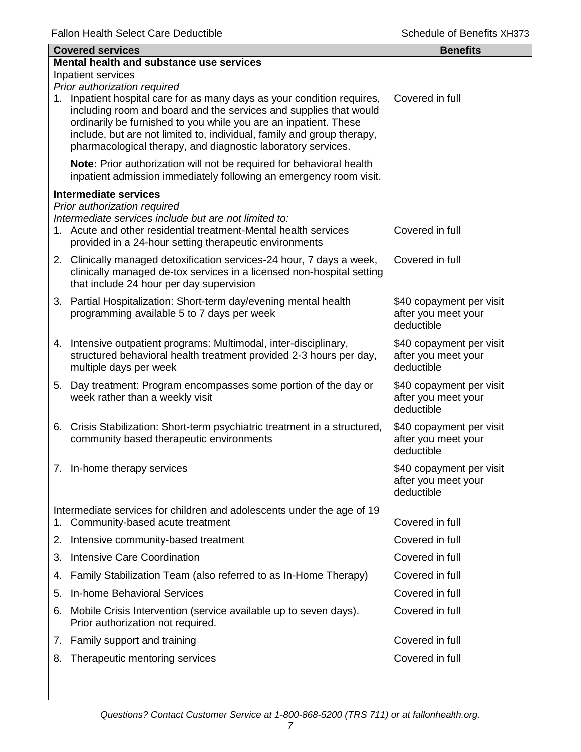| Covered services | Benefits |
| --- | --- |
| **Mental health and substance use services** | |
| Inpatient services | |
| *Prior authorization required* | |
| 1. Inpatient hospital care for as many days as your condition requires, including room and board and the services and supplies that would ordinarily be furnished to you while you are an inpatient. These include, but are not limited to, individual, family and group therapy, pharmacological therapy, and diagnostic laboratory services. | Covered in full |
| **Note:** Prior authorization will not be required for behavioral health inpatient admission immediately following an emergency room visit. | |
| **Intermediate services** | |
| *Prior authorization required* | |
| *Intermediate services include but are not limited to:* | |
| 1. Acute and other residential treatment-Mental health services provided in a 24-hour setting therapeutic environments | Covered in full |
| 2. Clinically managed detoxification services-24 hour, 7 days a week, clinically managed de-tox services in a licensed non-hospital setting that include 24 hour per day supervision | Covered in full |
| 3. Partial Hospitalization: Short-term day/evening mental health programming available 5 to 7 days per week | $40 copayment per visit after you meet your deductible |
| 4. Intensive outpatient programs: Multimodal, inter-disciplinary, structured behavioral health treatment provided 2-3 hours per day, multiple days per week | $40 copayment per visit after you meet your deductible |
| 5. Day treatment: Program encompasses some portion of the day or week rather than a weekly visit | $40 copayment per visit after you meet your deductible |
| 6. Crisis Stabilization: Short-term psychiatric treatment in a structured, community based therapeutic environments | $40 copayment per visit after you meet your deductible |
| 7. In-home therapy services | $40 copayment per visit after you meet your deductible |
| Intermediate services for children and adolescents under the age of 19 | |
| 1. Community-based acute treatment | Covered in full |
| 2. Intensive community-based treatment | Covered in full |
| 3. Intensive Care Coordination | Covered in full |
| 4. Family Stabilization Team (also referred to as In-Home Therapy) | Covered in full |
| 5. In-home Behavioral Services | Covered in full |
| 6. Mobile Crisis Intervention (service available up to seven days). Prior authorization not required. | Covered in full |
| 7. Family support and training | Covered in full |
| 8. Therapeutic mentoring services | Covered in full |

*Questions? Contact Customer Service at 1-800-868-5200 (TRS 711) or at fallonhealth.org.*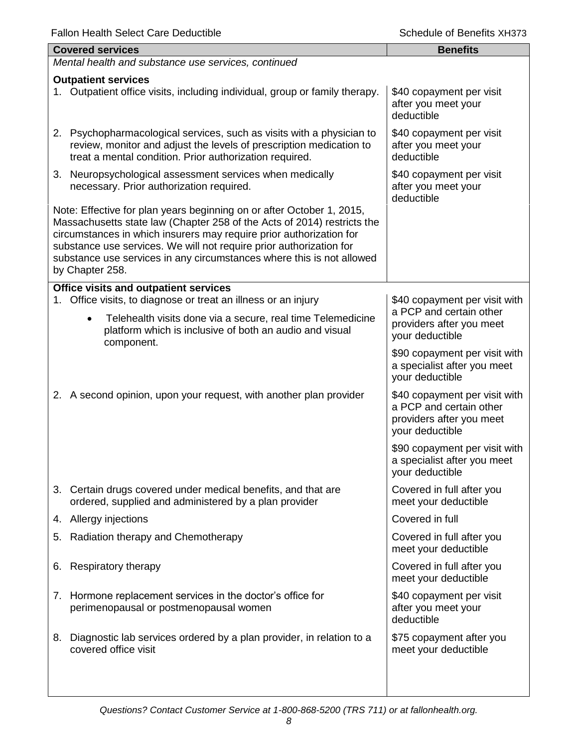| Covered services | Benefits |
| --- | --- |
| *Mental health and substance use services, continued* | |
| **Outpatient services** | |
| 1. Outpatient office visits, including individual, group or family therapy. | $40 copayment per visit after you meet your deductible |
| 2. Psychopharmacological services, such as visits with a physician to review, monitor and adjust the levels of prescription medication to treat a mental condition. Prior authorization required. | $40 copayment per visit after you meet your deductible |
| 3. Neuropsychological assessment services when medically necessary. Prior authorization required. | $40 copayment per visit after you meet your deductible |
| Note: Effective for plan years beginning on or after October 1, 2015, Massachusetts state law (Chapter 258 of the Acts of 2014) restricts the circumstances in which insurers may require prior authorization for substance use services. We will not require prior authorization for substance use services in any circumstances where this is not allowed by Chapter 258. | |
| **Office visits and outpatient services** | |
| 1. Office visits, to diagnose or treat an illness or an injury<br>• Telehealth visits done via a secure, real time Telemedicine platform which is inclusive of both an audio and visual component. | $40 copayment per visit with a PCP and certain other providers after you meet your deductible<br><br>$90 copayment per visit with a specialist after you meet your deductible |
| 2. A second opinion, upon your request, with another plan provider | $40 copayment per visit with a PCP and certain other providers after you meet your deductible<br><br>$90 copayment per visit with a specialist after you meet your deductible |
| 3. Certain drugs covered under medical benefits, and that are ordered, supplied and administered by a plan provider | Covered in full after you meet your deductible |
| 4. Allergy injections | Covered in full |
| 5. Radiation therapy and Chemotherapy | Covered in full after you meet your deductible |
| 6. Respiratory therapy | Covered in full after you meet your deductible |
| 7. Hormone replacement services in the doctor's office for perimenopausal or postmenopausal women | $40 copayment per visit after you meet your deductible |
| 8. Diagnostic lab services ordered by a plan provider, in relation to a covered office visit | $75 copayment after you meet your deductible |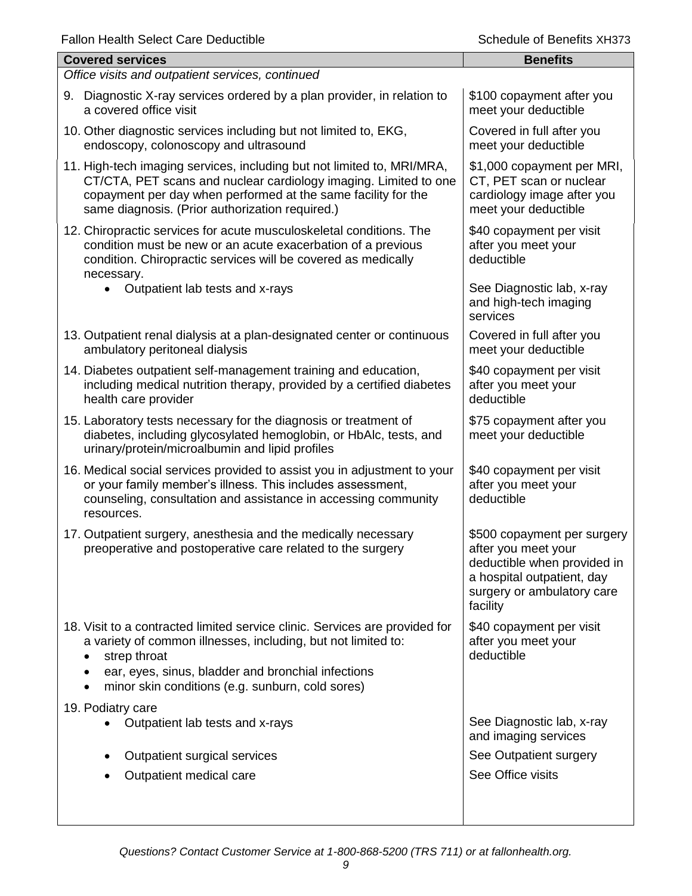| Covered services | Benefits |
| --- | --- |
| *Office visits and outpatient services, continued* | |
| 9. Diagnostic X-ray services ordered by a plan provider, in relation to a covered office visit | $100 copayment after you meet your deductible |
| 10. Other diagnostic services including but not limited to, EKG, endoscopy, colonoscopy and ultrasound | Covered in full after you meet your deductible |
| 11. High-tech imaging services, including but not limited to, MRI/MRA, CT/CTA, PET scans and nuclear cardiology imaging. Limited to one copayment per day when performed at the same facility for the same diagnosis. (Prior authorization required.) | $1,000 copayment per MRI, CT, PET scan or nuclear cardiology image after you meet your deductible |
| 12. Chiropractic services for acute musculoskeletal conditions. The condition must be new or an acute exacerbation of a previous condition. Chiropractic services will be covered as medically necessary. | $40 copayment per visit after you meet your deductible |
| • Outpatient lab tests and x-rays | See Diagnostic lab, x-ray and high-tech imaging services |
| 13. Outpatient renal dialysis at a plan-designated center or continuous ambulatory peritoneal dialysis | Covered in full after you meet your deductible |
| 14. Diabetes outpatient self-management training and education, including medical nutrition therapy, provided by a certified diabetes health care provider | $40 copayment per visit after you meet your deductible |
| 15. Laboratory tests necessary for the diagnosis or treatment of diabetes, including glycosylated hemoglobin, or HbAlc, tests, and urinary/protein/microalbumin and lipid profiles | $75 copayment after you meet your deductible |
| 16. Medical social services provided to assist you in adjustment to your or your family member's illness. This includes assessment, counseling, consultation and assistance in accessing community resources. | $40 copayment per visit after you meet your deductible |
| 17. Outpatient surgery, anesthesia and the medically necessary preoperative and postoperative care related to the surgery | $500 copayment per surgery after you meet your deductible when provided in a hospital outpatient, day surgery or ambulatory care facility |
| 18. Visit to a contracted limited service clinic. Services are provided for a variety of common illnesses, including, but not limited to:<br>• strep throat<br>• ear, eyes, sinus, bladder and bronchial infections<br>• minor skin conditions (e.g. sunburn, cold sores) | $40 copayment per visit after you meet your deductible |
| 19. Podiatry care | |
| • Outpatient lab tests and x-rays | See Diagnostic lab, x-ray and imaging services |
| • Outpatient surgical services | See Outpatient surgery |
| • Outpatient medical care | See Office visits |

*Questions? Contact Customer Service at 1-800-868-5200 (TRS 711) or at fallonhealth.org.*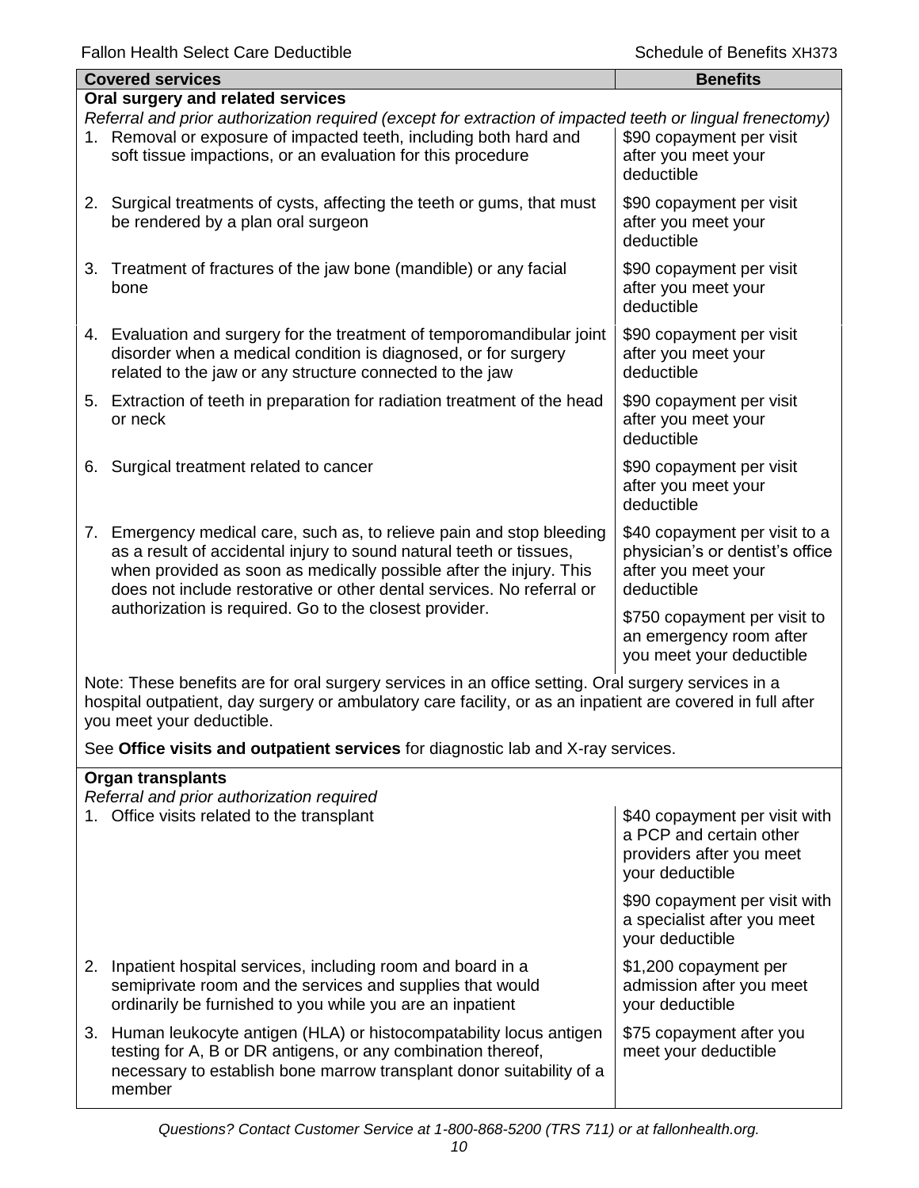| Covered services | Benefits |
|---|---|
| **Oral surgery and related services** | |
| *Referral and prior authorization required (except for extraction of impacted teeth or lingual frenectomy)* | |
| 1. Removal or exposure of impacted teeth, including both hard and soft tissue impactions, or an evaluation for this procedure | $90 copayment per visit after you meet your deductible |
| 2. Surgical treatments of cysts, affecting the teeth or gums, that must be rendered by a plan oral surgeon | $90 copayment per visit after you meet your deductible |
| 3. Treatment of fractures of the jaw bone (mandible) or any facial bone | $90 copayment per visit after you meet your deductible |
| 4. Evaluation and surgery for the treatment of temporomandibular joint disorder when a medical condition is diagnosed, or for surgery related to the jaw or any structure connected to the jaw | $90 copayment per visit after you meet your deductible |
| 5. Extraction of teeth in preparation for radiation treatment of the head or neck | $90 copayment per visit after you meet your deductible |
| 6. Surgical treatment related to cancer | $90 copayment per visit after you meet your deductible |
| 7. Emergency medical care, such as, to relieve pain and stop bleeding as a result of accidental injury to sound natural teeth or tissues, when provided as soon as medically possible after the injury. This does not include restorative or other dental services. No referral or authorization is required. Go to the closest provider. | $40 copayment per visit to a physician's or dentist's office after you meet your deductible |
| | $750 copayment per visit to an emergency room after you meet your deductible |
| Note: These benefits are for oral surgery services in an office setting. Oral surgery services in a hospital outpatient, day surgery or ambulatory care facility, or as an inpatient are covered in full after you meet your deductible. | |
| See **Office visits and outpatient services** for diagnostic lab and X-ray services. | |
| **Organ transplants** | |
| *Referral and prior authorization required* | |
| 1. Office visits related to the transplant | $40 copayment per visit with a PCP and certain other providers after you meet your deductible |
| | $90 copayment per visit with a specialist after you meet your deductible |
| 2. Inpatient hospital services, including room and board in a semiprivate room and the services and supplies that would ordinarily be furnished to you while you are an inpatient | $1,200 copayment per admission after you meet your deductible |
| 3. Human leukocyte antigen (HLA) or histocompatability locus antigen testing for A, B or DR antigens, or any combination thereof, necessary to establish bone marrow transplant donor suitability of a member | $75 copayment after you meet your deductible |

*Questions? Contact Customer Service at 1-800-868-5200 (TRS 711) or at fallonhealth.org.*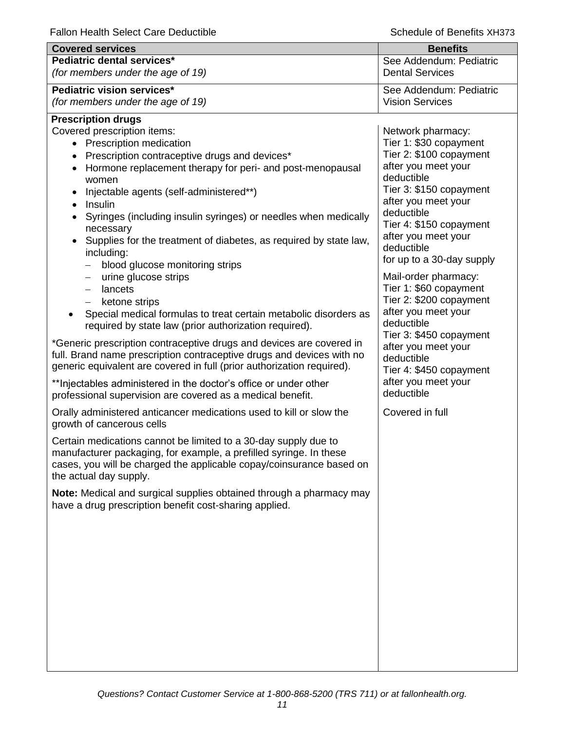| Covered services | Benefits |
|---|---|
| **Pediatric dental services***<br>*(for members under the age of 19)* | See Addendum: Pediatric Dental Services |
| **Pediatric vision services***<br>*(for members under the age of 19)* | See Addendum: Pediatric Vision Services |
| **Prescription drugs**<br>Covered prescription items:<br>• Prescription medication<br>• Prescription contraceptive drugs and devices*<br>• Hormone replacement therapy for peri- and post-menopausal women<br>• Injectable agents (self-administered**)<br>• Insulin<br>• Syringes (including insulin syringes) or needles when medically necessary<br>• Supplies for the treatment of diabetes, as required by state law, including:<br>  – blood glucose monitoring strips<br>  – urine glucose strips<br>  – lancets<br>  – ketone strips<br>• Special medical formulas to treat certain metabolic disorders as required by state law (prior authorization required).<br><br>*Generic prescription contraceptive drugs and devices are covered in full. Brand name prescription contraceptive drugs and devices with no generic equivalent are covered in full (prior authorization required).<br><br>**Injectables administered in the doctor's office or under other professional supervision are covered as a medical benefit. | Network pharmacy:<br>Tier 1: $30 copayment<br>Tier 2: $100 copayment after you meet your deductible<br>Tier 3: $150 copayment after you meet your deductible<br>Tier 4: $150 copayment after you meet your deductible<br>for up to a 30-day supply<br><br>Mail-order pharmacy:<br>Tier 1: $60 copayment<br>Tier 2: $200 copayment after you meet your deductible<br>Tier 3: $450 copayment after you meet your deductible<br>Tier 4: $450 copayment after you meet your deductible |
| Orally administered anticancer medications used to kill or slow the growth of cancerous cells<br><br>Certain medications cannot be limited to a 30-day supply due to manufacturer packaging, for example, a prefilled syringe. In these cases, you will be charged the applicable copay/coinsurance based on the actual day supply.<br><br>**Note:** Medical and surgical supplies obtained through a pharmacy may have a drug prescription benefit cost-sharing applied. | Covered in full |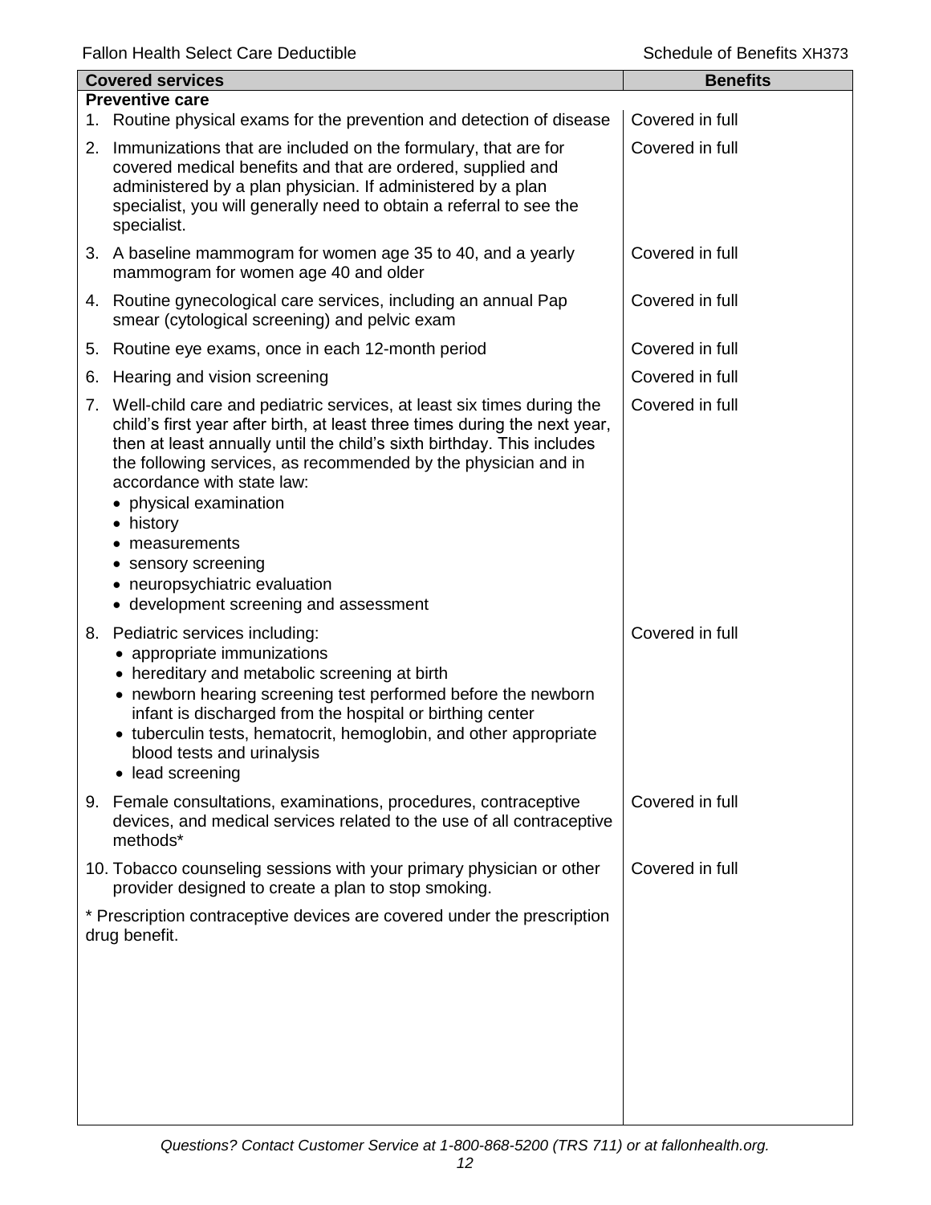| Covered services | Benefits |
|---|---|
| **Preventive care** | |
| 1. Routine physical exams for the prevention and detection of disease | Covered in full |
| 2. Immunizations that are included on the formulary, that are for covered medical benefits and that are ordered, supplied and administered by a plan physician. If administered by a plan specialist, you will generally need to obtain a referral to see the specialist. | Covered in full |
| 3. A baseline mammogram for women age 35 to 40, and a yearly mammogram for women age 40 and older | Covered in full |
| 4. Routine gynecological care services, including an annual Pap smear (cytological screening) and pelvic exam | Covered in full |
| 5. Routine eye exams, once in each 12-month period | Covered in full |
| 6. Hearing and vision screening | Covered in full |
| 7. Well-child care and pediatric services, at least six times during the child's first year after birth, at least three times during the next year, then at least annually until the child's sixth birthday. This includes the following services, as recommended by the physician and in accordance with state law: <br>• physical examination <br>• history <br>• measurements <br>• sensory screening <br>• neuropsychiatric evaluation <br>• development screening and assessment | Covered in full |
| 8. Pediatric services including: <br>• appropriate immunizations <br>• hereditary and metabolic screening at birth <br>• newborn hearing screening test performed before the newborn infant is discharged from the hospital or birthing center <br>• tuberculin tests, hematocrit, hemoglobin, and other appropriate blood tests and urinalysis <br>• lead screening | Covered in full |
| 9. Female consultations, examinations, procedures, contraceptive devices, and medical services related to the use of all contraceptive methods* | Covered in full |
| 10. Tobacco counseling sessions with your primary physician or other provider designed to create a plan to stop smoking. | Covered in full |
| * Prescription contraceptive devices are covered under the prescription drug benefit. | |

*Questions? Contact Customer Service at 1-800-868-5200 (TRS 711) or at fallonhealth.org.*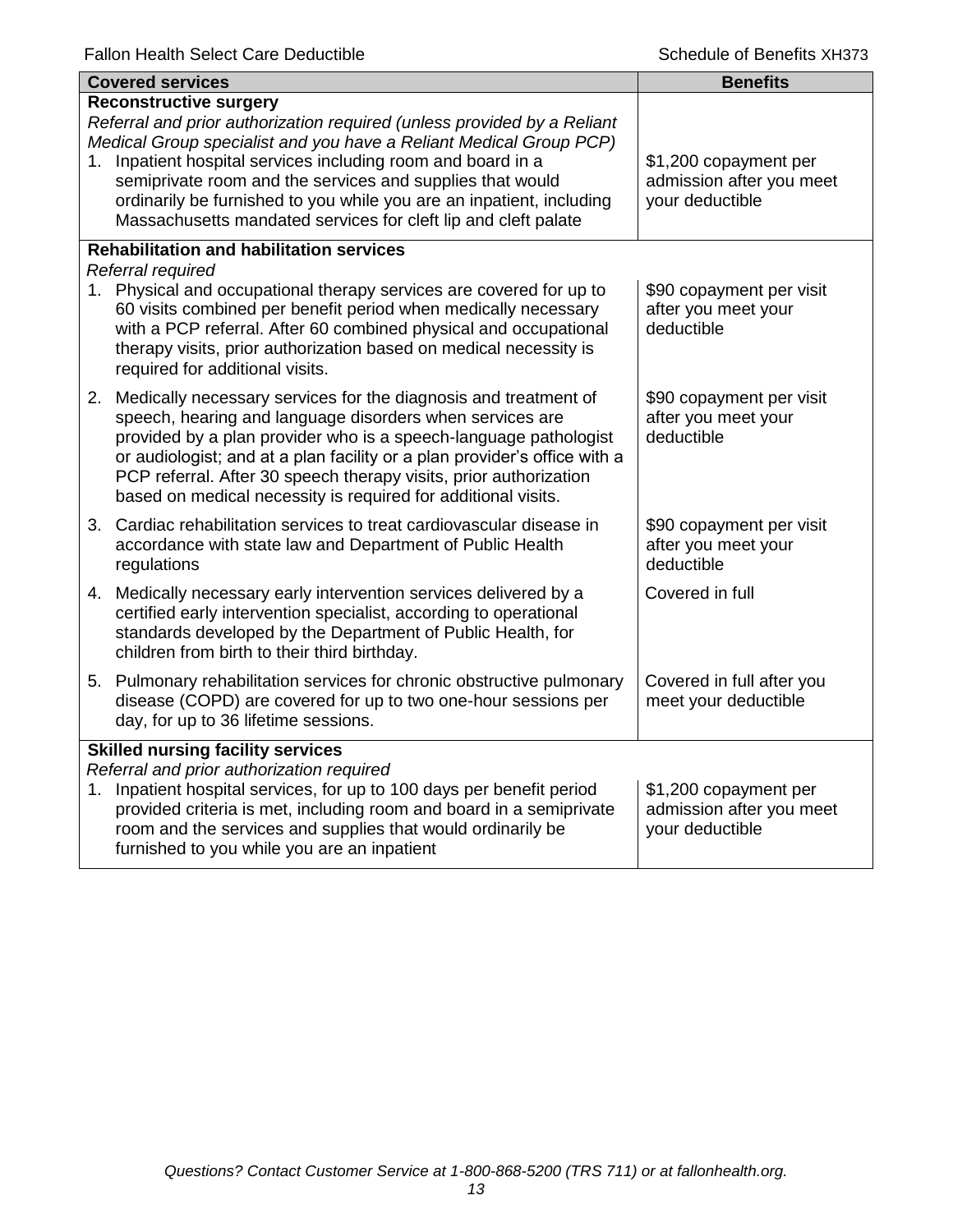| Covered services | Benefits |
|---|---|
| **Reconstructive surgery**<br>*Referral and prior authorization required (unless provided by a Reliant Medical Group specialist and you have a Reliant Medical Group PCP)*<br>1. Inpatient hospital services including room and board in a semiprivate room and the services and supplies that would ordinarily be furnished to you while you are an inpatient, including Massachusetts mandated services for cleft lip and cleft palate | $1,200 copayment per admission after you meet your deductible |
| **Rehabilitation and habilitation services**<br>*Referral required*<br>1. Physical and occupational therapy services are covered for up to 60 visits combined per benefit period when medically necessary with a PCP referral. After 60 combined physical and occupational therapy visits, prior authorization based on medical necessity is required for additional visits. | $90 copayment per visit after you meet your deductible |
| 2. Medically necessary services for the diagnosis and treatment of speech, hearing and language disorders when services are provided by a plan provider who is a speech-language pathologist or audiologist; and at a plan facility or a plan provider's office with a PCP referral. After 30 speech therapy visits, prior authorization based on medical necessity is required for additional visits. | $90 copayment per visit after you meet your deductible |
| 3. Cardiac rehabilitation services to treat cardiovascular disease in accordance with state law and Department of Public Health regulations | $90 copayment per visit after you meet your deductible |
| 4. Medically necessary early intervention services delivered by a certified early intervention specialist, according to operational standards developed by the Department of Public Health, for children from birth to their third birthday. | Covered in full |
| 5. Pulmonary rehabilitation services for chronic obstructive pulmonary disease (COPD) are covered for up to two one-hour sessions per day, for up to 36 lifetime sessions. | Covered in full after you meet your deductible |
| **Skilled nursing facility services**<br>*Referral and prior authorization required*<br>1. Inpatient hospital services, for up to 100 days per benefit period provided criteria is met, including room and board in a semiprivate room and the services and supplies that would ordinarily be furnished to you while you are an inpatient | $1,200 copayment per admission after you meet your deductible |

*Questions? Contact Customer Service at 1-800-868-5200 (TRS 711) or at fallonhealth.org.*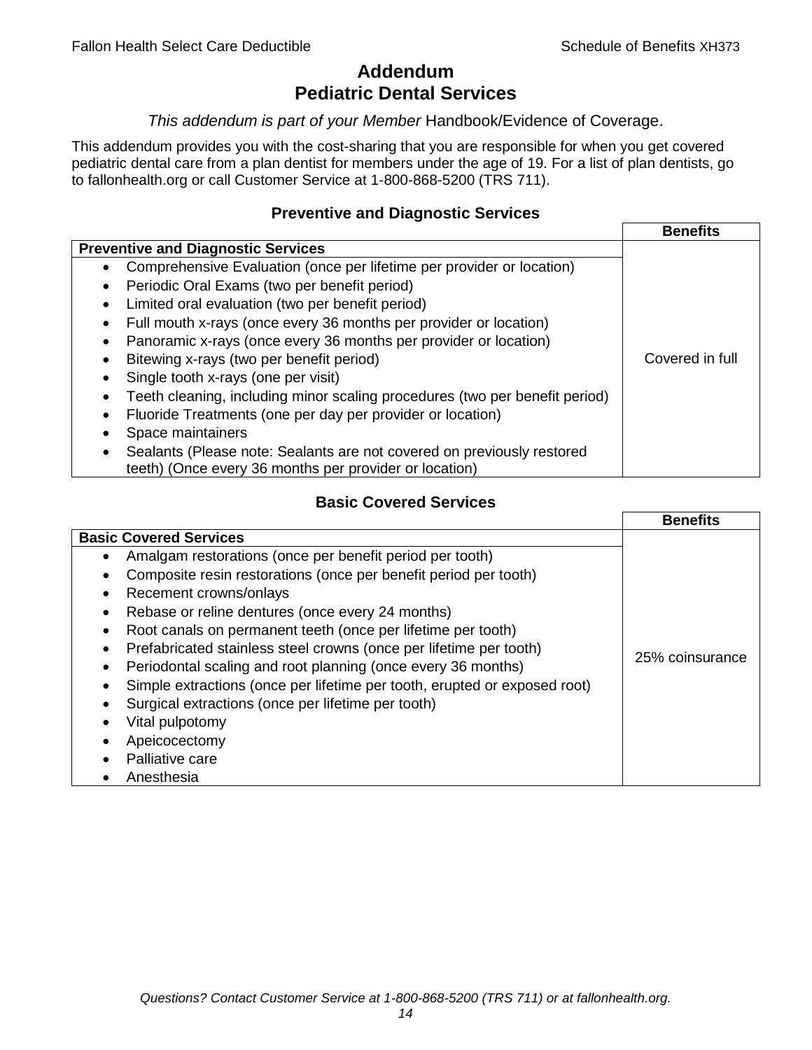# Addendum
# Pediatric Dental Services

*This addendum is part of your Member* Handbook/Evidence of Coverage.

This addendum provides you with the cost-sharing that you are responsible for when you get covered pediatric dental care from a plan dentist for members under the age of 19. For a list of plan dentists, go to fallonhealth.org or call Customer Service at 1-800-868-5200 (TRS 711).

### Preventive and Diagnostic Services

| Preventive and Diagnostic Services | Benefits |
|---|---|
| • Comprehensive Evaluation (once per lifetime per provider or location)<br>• Periodic Oral Exams (two per benefit period)<br>• Limited oral evaluation (two per benefit period)<br>• Full mouth x-rays (once every 36 months per provider or location)<br>• Panoramic x-rays (once every 36 months per provider or location)<br>• Bitewing x-rays (two per benefit period)<br>• Single tooth x-rays (one per visit)<br>• Teeth cleaning, including minor scaling procedures (two per benefit period)<br>• Fluoride Treatments (one per day per provider or location)<br>• Space maintainers<br>• Sealants (Please note: Sealants are not covered on previously restored teeth) (Once every 36 months per provider or location) | Covered in full |

### Basic Covered Services

| Basic Covered Services | Benefits |
|---|---|
| • Amalgam restorations (once per benefit period per tooth)<br>• Composite resin restorations (once per benefit period per tooth)<br>• Recement crowns/onlays<br>• Rebase or reline dentures (once every 24 months)<br>• Root canals on permanent teeth (once per lifetime per tooth)<br>• Prefabricated stainless steel crowns (once per lifetime per tooth)<br>• Periodontal scaling and root planning (once every 36 months)<br>• Simple extractions (once per lifetime per tooth, erupted or exposed root)<br>• Surgical extractions (once per lifetime per tooth)<br>• Vital pulpotomy<br>• Apeicocectomy<br>• Palliative care<br>• Anesthesia | 25% coinsurance |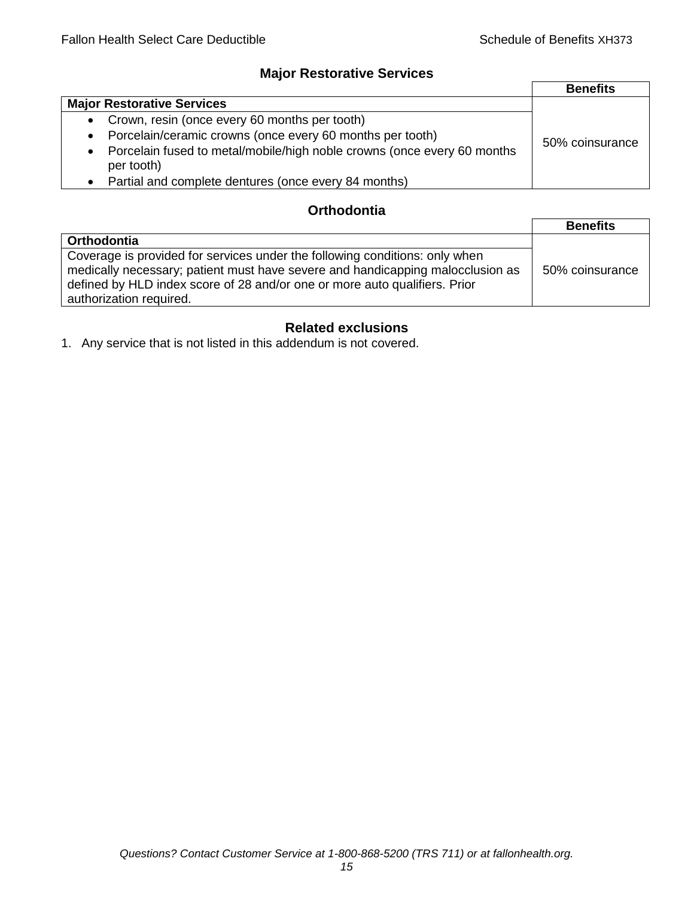## Major Restorative Services

| Major Restorative Services | Benefits |
| --- | --- |
| • Crown, resin (once every 60 months per tooth)<br>• Porcelain/ceramic crowns (once every 60 months per tooth)<br>• Porcelain fused to metal/mobile/high noble crowns (once every 60 months per tooth)<br>• Partial and complete dentures (once every 84 months) | 50% coinsurance |

## Orthodontia

| Orthodontia | Benefits |
| --- | --- |
| Coverage is provided for services under the following conditions: only when medically necessary; patient must have severe and handicapping malocclusion as defined by HLD index score of 28 and/or one or more auto qualifiers. Prior authorization required. | 50% coinsurance |

## Related exclusions

1. Any service that is not listed in this addendum is not covered.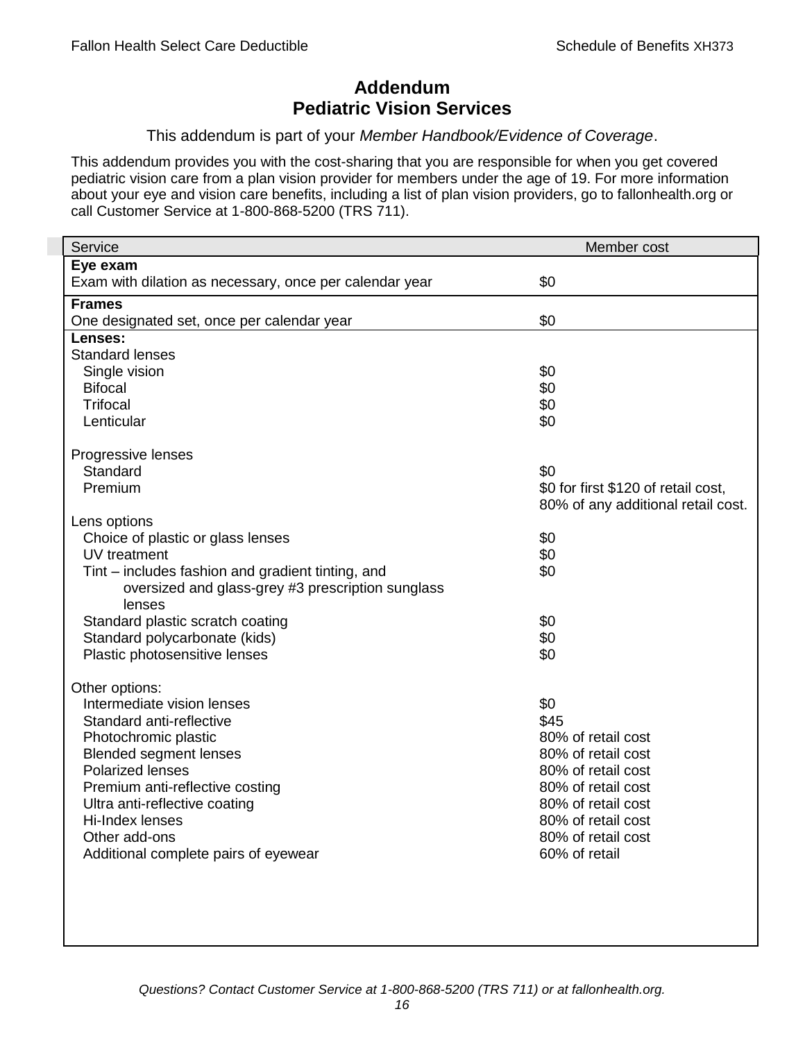# Addendum
# Pediatric Vision Services

This addendum is part of your *Member Handbook/Evidence of Coverage*.

This addendum provides you with the cost-sharing that you are responsible for when you get covered pediatric vision care from a plan vision provider for members under the age of 19. For more information about your eye and vision care benefits, including a list of plan vision providers, go to fallonhealth.org or call Customer Service at 1-800-868-5200 (TRS 711).

| Service | Member cost |
|---|---|
| **Eye exam** | |
| Exam with dilation as necessary, once per calendar year | $0 |
| **Frames** | |
| One designated set, once per calendar year | $0 |
| **Lenses:** | |
| Standard lenses | |
| Single vision | $0 |
| Bifocal | $0 |
| Trifocal | $0 |
| Lenticular | $0 |
| Progressive lenses | |
| Standard | $0 |
| Premium | $0 for first $120 of retail cost, 80% of any additional retail cost. |
| Lens options | |
| Choice of plastic or glass lenses | $0 |
| UV treatment | $0 |
| Tint – includes fashion and gradient tinting, and oversized and glass-grey #3 prescription sunglass lenses | $0 |
| Standard plastic scratch coating | $0 |
| Standard polycarbonate (kids) | $0 |
| Plastic photosensitive lenses | $0 |
| Other options: | |
| Intermediate vision lenses | $0 |
| Standard anti-reflective | $45 |
| Photochromic plastic | 80% of retail cost |
| Blended segment lenses | 80% of retail cost |
| Polarized lenses | 80% of retail cost |
| Premium anti-reflective costing | 80% of retail cost |
| Ultra anti-reflective coating | 80% of retail cost |
| Hi-Index lenses | 80% of retail cost |
| Other add-ons | 80% of retail cost |
| Additional complete pairs of eyewear | 60% of retail |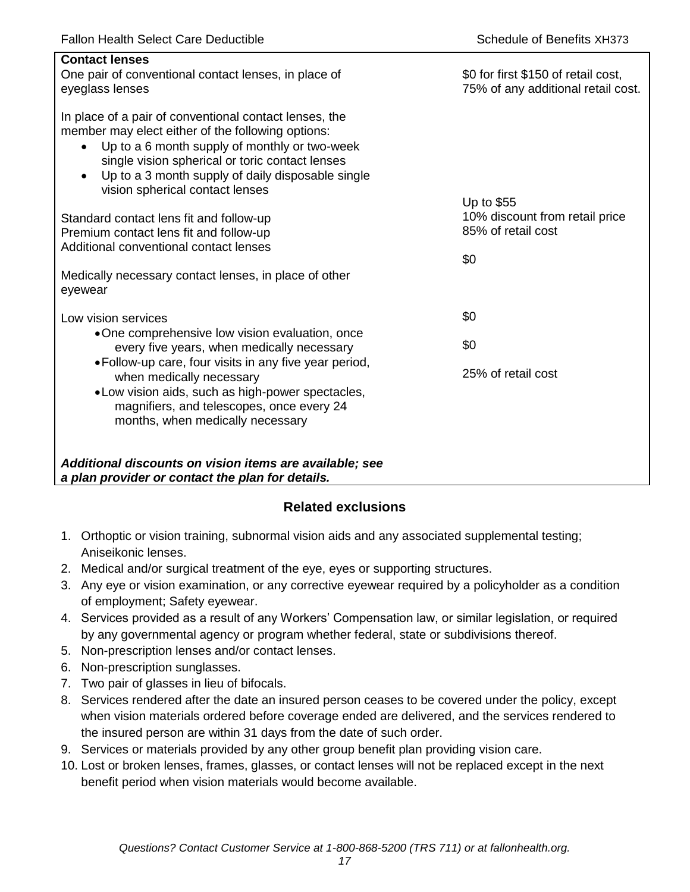| **Contact lenses** | |
|---|---|
| One pair of conventional contact lenses, in place of eyeglass lenses | \$0 for first \$150 of retail cost, 75% of any additional retail cost. |
| In place of a pair of conventional contact lenses, the member may elect either of the following options:<br>• Up to a 6 month supply of monthly or two-week single vision spherical or toric contact lenses<br>• Up to a 3 month supply of daily disposable single vision spherical contact lenses | |
| Standard contact lens fit and follow-up | Up to \$55 |
| Premium contact lens fit and follow-up | 10% discount from retail price |
| Additional conventional contact lenses | 85% of retail cost |
| Medically necessary contact lenses, in place of other eyewear | \$0 |
| Low vision services | |
| • One comprehensive low vision evaluation, once every five years, when medically necessary | \$0 |
| • Follow-up care, four visits in any five year period, when medically necessary | \$0 |
| • Low vision aids, such as high-power spectacles, magnifiers, and telescopes, once every 24 months, when medically necessary | 25% of retail cost |
| ***Additional discounts on vision items are available; see a plan provider or contact the plan for details.*** | |

## Related exclusions

1. Orthoptic or vision training, subnormal vision aids and any associated supplemental testing; Aniseikonic lenses.
2. Medical and/or surgical treatment of the eye, eyes or supporting structures.
3. Any eye or vision examination, or any corrective eyewear required by a policyholder as a condition of employment; Safety eyewear.
4. Services provided as a result of any Workers' Compensation law, or similar legislation, or required by any governmental agency or program whether federal, state or subdivisions thereof.
5. Non-prescription lenses and/or contact lenses.
6. Non-prescription sunglasses.
7. Two pair of glasses in lieu of bifocals.
8. Services rendered after the date an insured person ceases to be covered under the policy, except when vision materials ordered before coverage ended are delivered, and the services rendered to the insured person are within 31 days from the date of such order.
9. Services or materials provided by any other group benefit plan providing vision care.
10. Lost or broken lenses, frames, glasses, or contact lenses will not be replaced except in the next benefit period when vision materials would become available.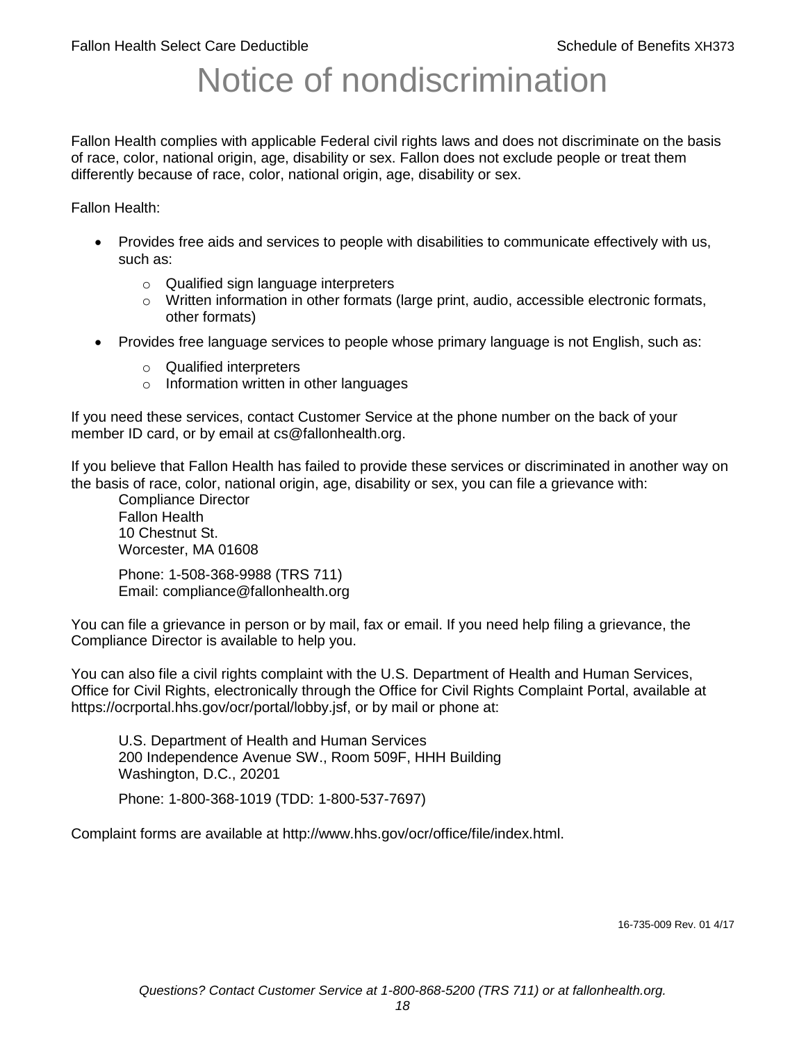# Notice of nondiscrimination

Fallon Health complies with applicable Federal civil rights laws and does not discriminate on the basis of race, color, national origin, age, disability or sex. Fallon does not exclude people or treat them differently because of race, color, national origin, age, disability or sex.

Fallon Health:

- Provides free aids and services to people with disabilities to communicate effectively with us, such as:
  - Qualified sign language interpreters
  - Written information in other formats (large print, audio, accessible electronic formats, other formats)
- Provides free language services to people whose primary language is not English, such as:
  - Qualified interpreters
  - Information written in other languages

If you need these services, contact Customer Service at the phone number on the back of your member ID card, or by email at cs@fallonhealth.org.

If you believe that Fallon Health has failed to provide these services or discriminated in another way on the basis of race, color, national origin, age, disability or sex, you can file a grievance with:

Compliance Director
Fallon Health
10 Chestnut St.
Worcester, MA 01608

Phone: 1-508-368-9988 (TRS 711)
Email: compliance@fallonhealth.org

You can file a grievance in person or by mail, fax or email. If you need help filing a grievance, the Compliance Director is available to help you.

You can also file a civil rights complaint with the U.S. Department of Health and Human Services, Office for Civil Rights, electronically through the Office for Civil Rights Complaint Portal, available at https://ocrportal.hhs.gov/ocr/portal/lobby.jsf, or by mail or phone at:

U.S. Department of Health and Human Services
200 Independence Avenue SW., Room 509F, HHH Building
Washington, D.C., 20201

Phone: 1-800-368-1019 (TDD: 1-800-537-7697)

Complaint forms are available at http://www.hhs.gov/ocr/office/file/index.html.

16-735-009 Rev. 01 4/17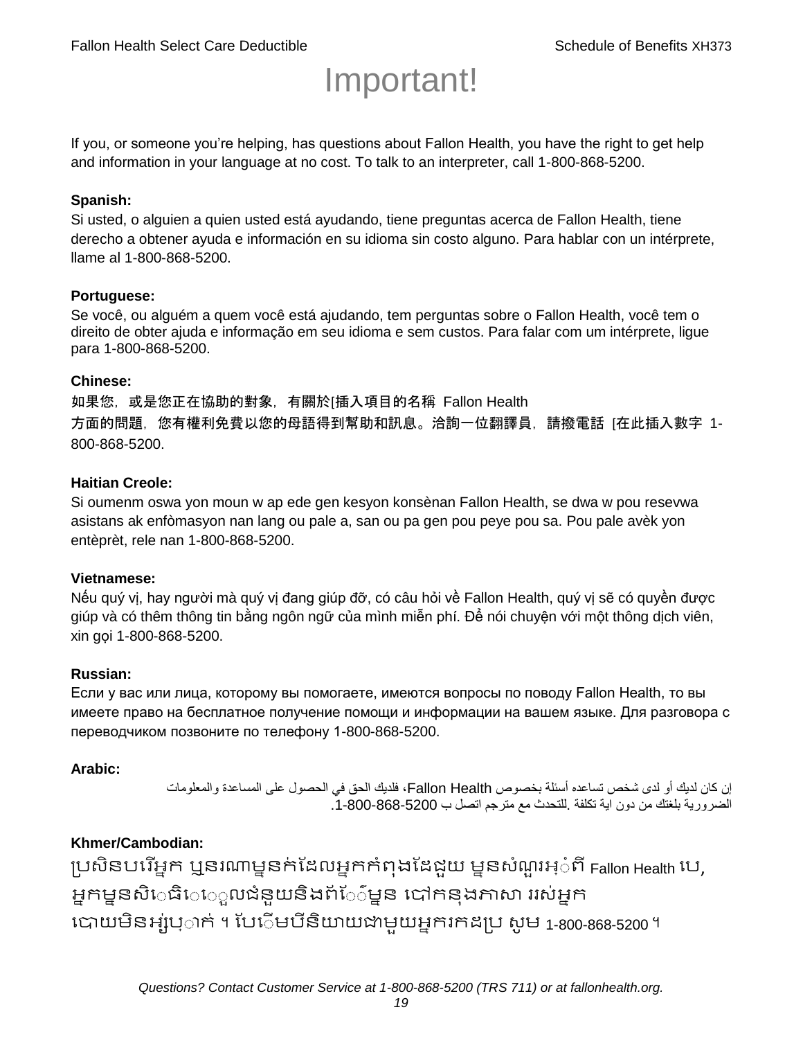# Important!

If you, or someone you're helping, has questions about Fallon Health, you have the right to get help and information in your language at no cost. To talk to an interpreter, call 1-800-868-5200.

**Spanish:**
Si usted, o alguien a quien usted está ayudando, tiene preguntas acerca de Fallon Health, tiene derecho a obtener ayuda e información en su idioma sin costo alguno. Para hablar con un intérprete, llame al 1-800-868-5200.

**Portuguese:**
Se você, ou alguém a quem você está ajudando, tem perguntas sobre o Fallon Health, você tem o direito de obter ajuda e informação em seu idioma e sem custos. Para falar com um intérprete, ligue para 1-800-868-5200.

**Chinese:**
如果您，或是您正在協助的對象，有關於[插入項目的名稱 Fallon Health 方面的問題，您有權利免費以您的母語得到幫助和訊息。洽詢一位翻譯員，請撥電話 [在此插入數字 1-800-868-5200.

**Haitian Creole:**
Si oumenm oswa yon moun w ap ede gen kesyon konsènan Fallon Health, se dwa w pou resevwa asistans ak enfòmasyon nan lang ou pale a, san ou pa gen pou peye pou sa. Pou pale avèk yon entèprèt, rele nan 1-800-868-5200.

**Vietnamese:**
Nếu quý vị, hay người mà quý vị đang giúp đỡ, có câu hỏi về Fallon Health, quý vị sẽ có quyền được giúp và có thêm thông tin bằng ngôn ngữ của mình miễn phí. Để nói chuyện với một thông dịch viên, xin gọi 1-800-868-5200.

**Russian:**
Если у вас или лица, которому вы помогаете, имеются вопросы по поводу Fallon Health, то вы имеете право на бесплатное получение помощи и информации на вашем языке. Для разговора с переводчиком позвоните по телефону 1-800-868-5200.

**Arabic:**
إن كان لديك أو لدى شخص تساعده أسئلة بخصوص Fallon Health، فلديك الحق في الحصول على المساعدة والمعلومات الضرورية بلغتك من دون اية تكلفة .للتحدث مع مترجم اتصل ب 1-800-868-5200.

**Khmer/Cambodian:**
ប្រសិនបើអ្នក ឬនរណាម្នាក់ដែលអ្នកកំពុងដែជួយ មានសំណួរអំពី Fallon Health បេ, អ្នកមានសិទ្ធិទទួលជំនួយនិងព័ត៌មាន បៅកនុងភាសា ររស់អ្នក បោយមិនអស់ប្រាក់ ។ បែើមបីនិយាយជាមួយអ្នករកដប្រ សូម 1-800-868-5200 ។

*Questions? Contact Customer Service at 1-800-868-5200 (TRS 711) or at fallonhealth.org.*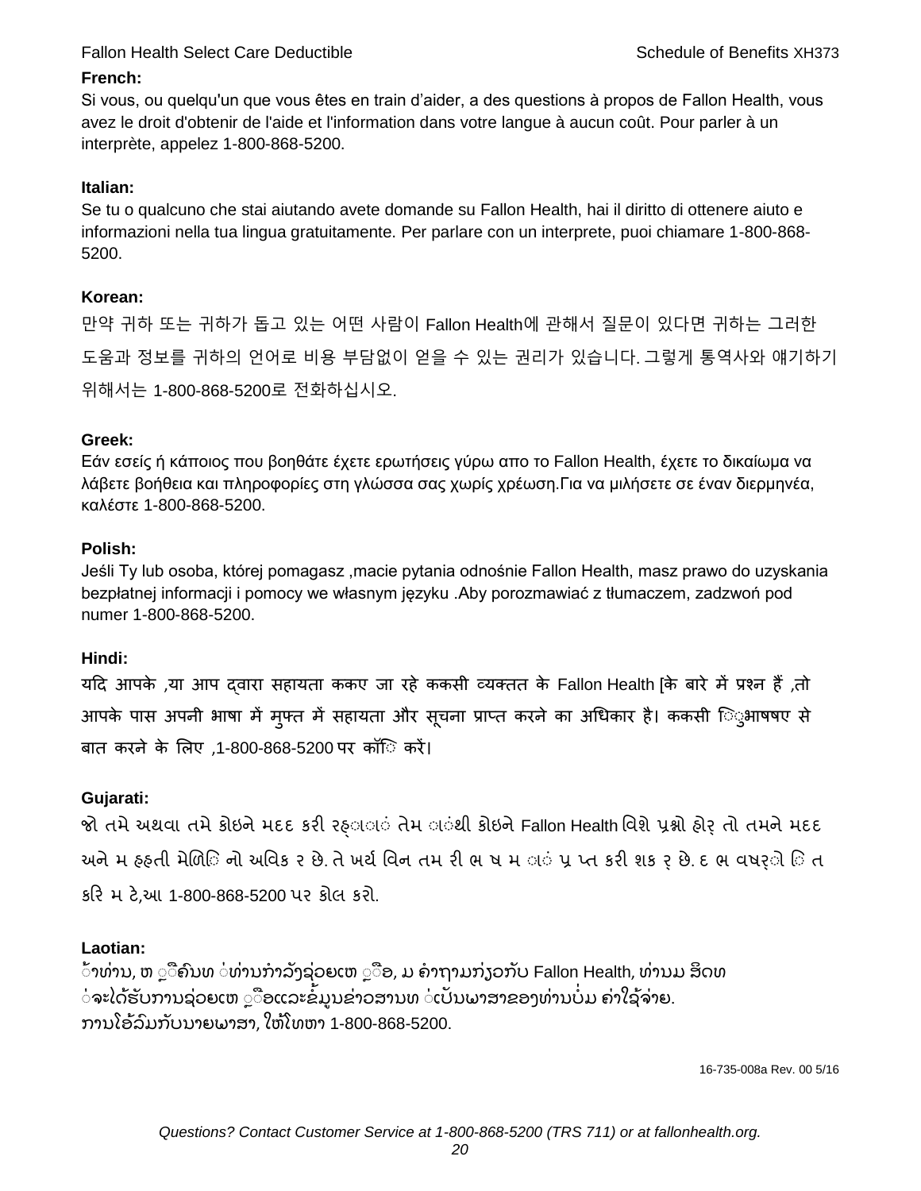**French:**
Si vous, ou quelqu'un que vous êtes en train d'aider, a des questions à propos de Fallon Health, vous avez le droit d'obtenir de l'aide et l'information dans votre langue à aucun coût. Pour parler à un interprète, appelez 1-800-868-5200.

**Italian:**
Se tu o qualcuno che stai aiutando avete domande su Fallon Health, hai il diritto di ottenere aiuto e informazioni nella tua lingua gratuitamente. Per parlare con un interprete, puoi chiamare 1-800-868-5200.

**Korean:**
만약 귀하 또는 귀하가 돕고 있는 어떤 사람이 Fallon Health에 관해서 질문이 있다면 귀하는 그러한 도움과 정보를 귀하의 언어로 비용 부담없이 얻을 수 있는 권리가 있습니다. 그렇게 통역사와 얘기하기 위해서는 1-800-868-5200로 전화하십시오.

**Greek:**
Εάν εσείς ή κάποιος που βοηθάτε έχετε ερωτήσεις γύρω απο το Fallon Health, έχετε το δικαίωμα να λάβετε βοήθεια και πληροφορίες στη γλώσσα σας χωρίς χρέωση.Για να μιλήσετε σε έναν διερμηνέα, καλέστε 1-800-868-5200.

**Polish:**
Jeśli Ty lub osoba, której pomagasz ,macie pytania odnośnie Fallon Health, masz prawo do uzyskania bezpłatnej informacji i pomocy we własnym języku .Aby porozmawiać z tłumaczem, zadzwoń pod numer 1-800-868-5200.

**Hindi:**
यदि आपके ,या आप द्वारा सहायता ककए जा रहे ककसी व्यक्तत के Fallon Health [के बारे में प्रश्न हैं ,तो आपके पास अपनी भाषा में मुफ्त में सहायता और सूचना प्राप्त करने का अधिकार है। ककसी िुभाषषए से बात करने के लिए ,1-800-868-5200 पर कॉि करें।

**Gujarati:**
જો તમે અથવા તમે કોઇને મદદ કરી રહ્યાં તેમ ાંથી કોઇને Fallon Health વિશે પ્રશ્નો હોર્ તો તમને મદદ અને મ હહતી મેળિ નો અવિક ર છે. તે ખર્ચ વિન તમ રી ભ ષ મ ાં પ્ર પ્ત કરી શક ર્ છે. દ ભ વષર્ો િ ત કરિ મ ટે,આ 1-800-868-5200 પર કોલ કરો.

**Laotian:**
້າທ່ານ, ຫ ຼືຄົນທ ່ທ່ານກໍາລັງຊ່ວຍເຫ ຼືອ, ມ ຄໍາຖາມກ່ຽວກັບ Fallon Health, ທ່ານມ ສິດທ ່ຈະໄດ້ຮັບການຊ່ວຍເຫ ຼືອແລະຂໍ້ມູນຂ່າວສານທ ່ເປັນພາສາຂອງທ່ານບໍ່ມ ຄ່າໃຊ້ຈ່າຍ. ການໂອ້ລົມກັບນາຍພາສາ, ໃຫ້ໂທຫາ 1-800-868-5200.

16-735-008a Rev. 00 5/16